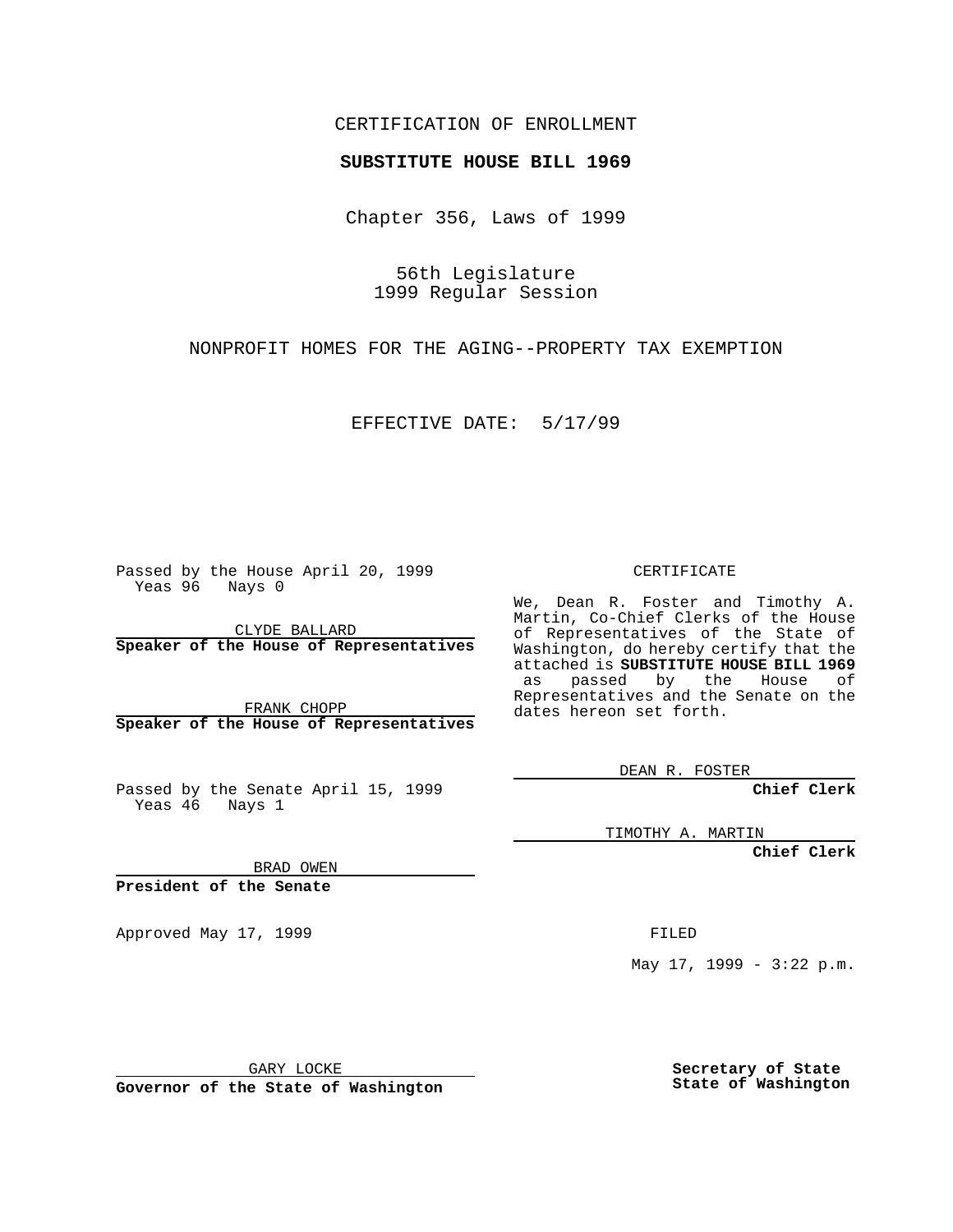CERTIFICATION OF ENROLLMENT

**SUBSTITUTE HOUSE BILL 1969**

Chapter 356, Laws of 1999

56th Legislature
1999 Regular Session

NONPROFIT HOMES FOR THE AGING--PROPERTY TAX EXEMPTION

EFFECTIVE DATE: 5/17/99

Passed by the House April 20, 1999
Yeas 96 Nays 0

CLYDE BALLARD
**Speaker of the House of Representatives**

FRANK CHOPP
**Speaker of the House of Representatives**

Passed by the Senate April 15, 1999
Yeas 46 Nays 1

BRAD OWEN
**President of the Senate**

Approved May 17, 1999

GARY LOCKE
**Governor of the State of Washington**

CERTIFICATE

We, Dean R. Foster and Timothy A. Martin, Co-Chief Clerks of the House of Representatives of the State of Washington, do hereby certify that the attached is **SUBSTITUTE HOUSE BILL 1969** as passed by the House of Representatives and the Senate on the dates hereon set forth.

DEAN R. FOSTER
**Chief Clerk**

TIMOTHY A. MARTIN
**Chief Clerk**

FILED

May 17, 1999 - 3:22 p.m.

**Secretary of State**
**State of Washington**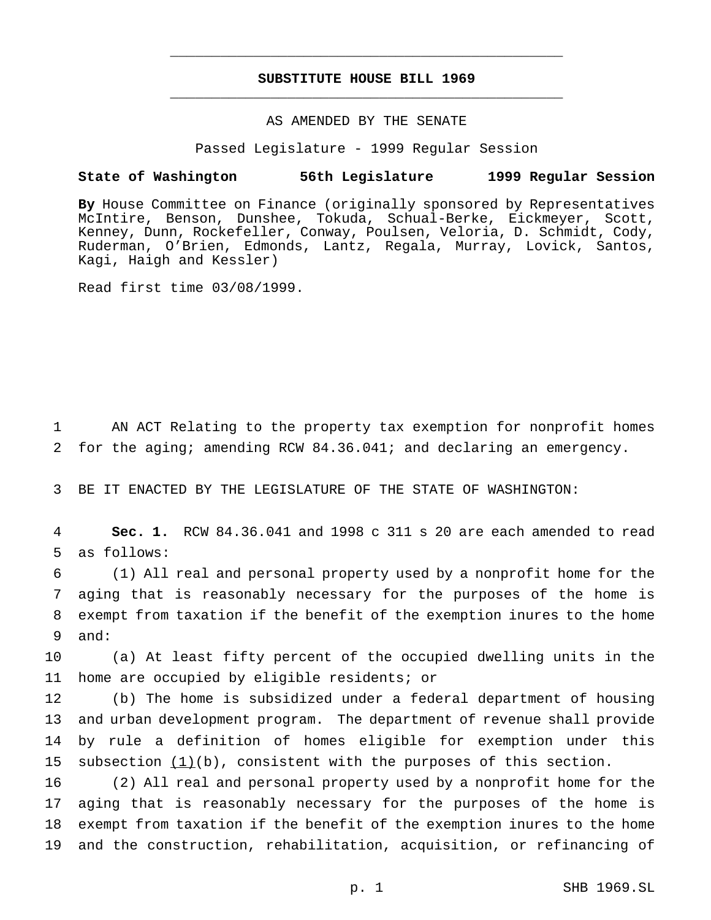## SUBSTITUTE HOUSE BILL 1969

AS AMENDED BY THE SENATE

Passed Legislature - 1999 Regular Session

**State of Washington 56th Legislature 1999 Regular Session**

**By** House Committee on Finance (originally sponsored by Representatives McIntire, Benson, Dunshee, Tokuda, Schual-Berke, Eickmeyer, Scott, Kenney, Dunn, Rockefeller, Conway, Poulsen, Veloria, D. Schmidt, Cody, Ruderman, O'Brien, Edmonds, Lantz, Regala, Murray, Lovick, Santos, Kagi, Haigh and Kessler)

Read first time 03/08/1999.

1 AN ACT Relating to the property tax exemption for nonprofit homes
2 for the aging; amending RCW 84.36.041; and declaring an emergency.

3 BE IT ENACTED BY THE LEGISLATURE OF THE STATE OF WASHINGTON:

4 **Sec. 1.** RCW 84.36.041 and 1998 c 311 s 20 are each amended to read
5 as follows:

6 (1) All real and personal property used by a nonprofit home for the
7 aging that is reasonably necessary for the purposes of the home is
8 exempt from taxation if the benefit of the exemption inures to the home
9 and:

10 (a) At least fifty percent of the occupied dwelling units in the
11 home are occupied by eligible residents; or

12 (b) The home is subsidized under a federal department of housing
13 and urban development program. The department of revenue shall provide
14 by rule a definition of homes eligible for exemption under this
15 subsection <u>(1)</u>(b), consistent with the purposes of this section.

16 (2) All real and personal property used by a nonprofit home for the
17 aging that is reasonably necessary for the purposes of the home is
18 exempt from taxation if the benefit of the exemption inures to the home
19 and the construction, rehabilitation, acquisition, or refinancing of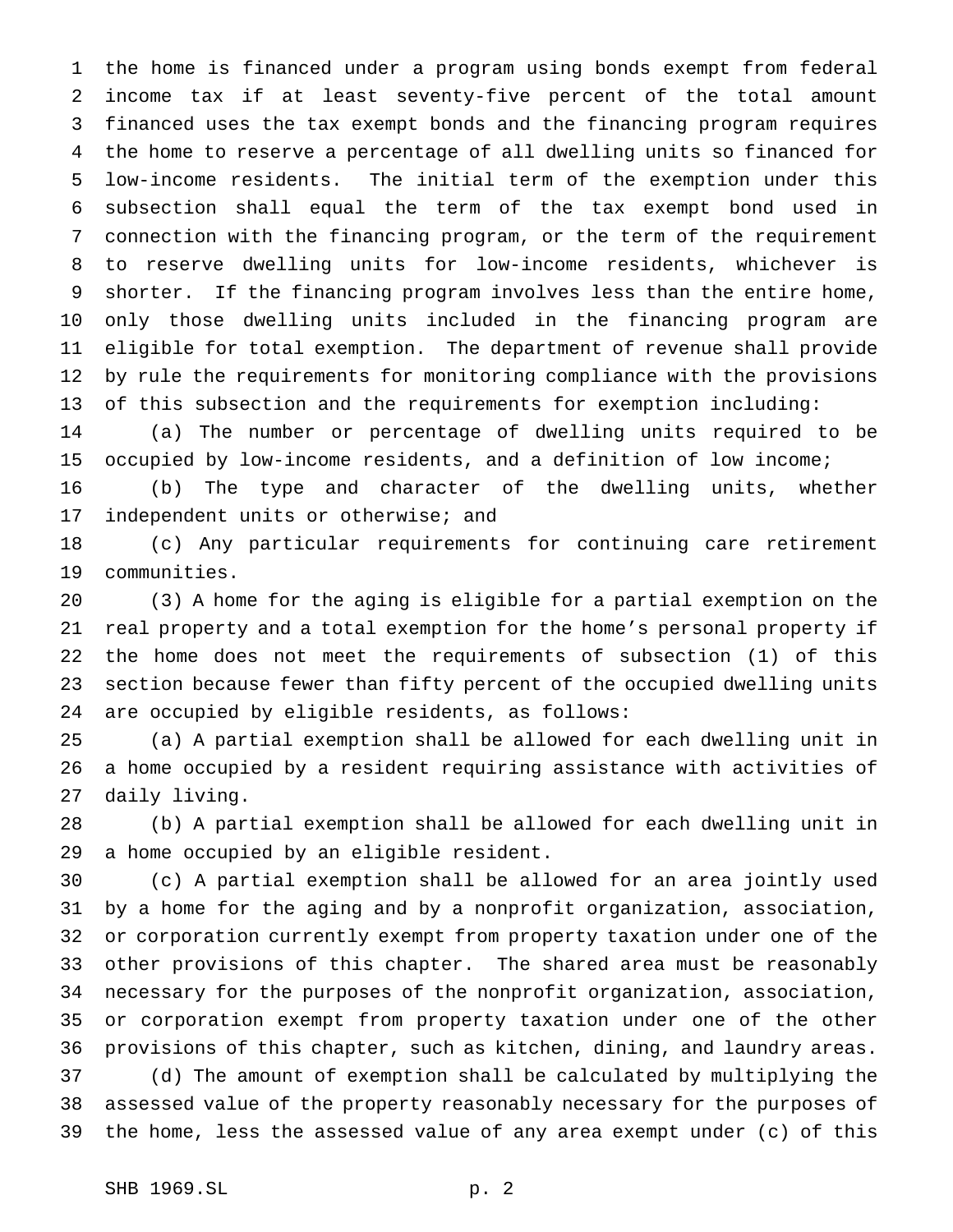the home is financed under a program using bonds exempt from federal income tax if at least seventy-five percent of the total amount financed uses the tax exempt bonds and the financing program requires the home to reserve a percentage of all dwelling units so financed for low-income residents. The initial term of the exemption under this subsection shall equal the term of the tax exempt bond used in connection with the financing program, or the term of the requirement to reserve dwelling units for low-income residents, whichever is shorter. If the financing program involves less than the entire home, only those dwelling units included in the financing program are eligible for total exemption. The department of revenue shall provide by rule the requirements for monitoring compliance with the provisions of this subsection and the requirements for exemption including:

(a) The number or percentage of dwelling units required to be occupied by low-income residents, and a definition of low income;

(b) The type and character of the dwelling units, whether independent units or otherwise; and

(c) Any particular requirements for continuing care retirement communities.

(3) A home for the aging is eligible for a partial exemption on the real property and a total exemption for the home's personal property if the home does not meet the requirements of subsection (1) of this section because fewer than fifty percent of the occupied dwelling units are occupied by eligible residents, as follows:

(a) A partial exemption shall be allowed for each dwelling unit in a home occupied by a resident requiring assistance with activities of daily living.

(b) A partial exemption shall be allowed for each dwelling unit in a home occupied by an eligible resident.

(c) A partial exemption shall be allowed for an area jointly used by a home for the aging and by a nonprofit organization, association, or corporation currently exempt from property taxation under one of the other provisions of this chapter. The shared area must be reasonably necessary for the purposes of the nonprofit organization, association, or corporation exempt from property taxation under one of the other provisions of this chapter, such as kitchen, dining, and laundry areas.

(d) The amount of exemption shall be calculated by multiplying the assessed value of the property reasonably necessary for the purposes of the home, less the assessed value of any area exempt under (c) of this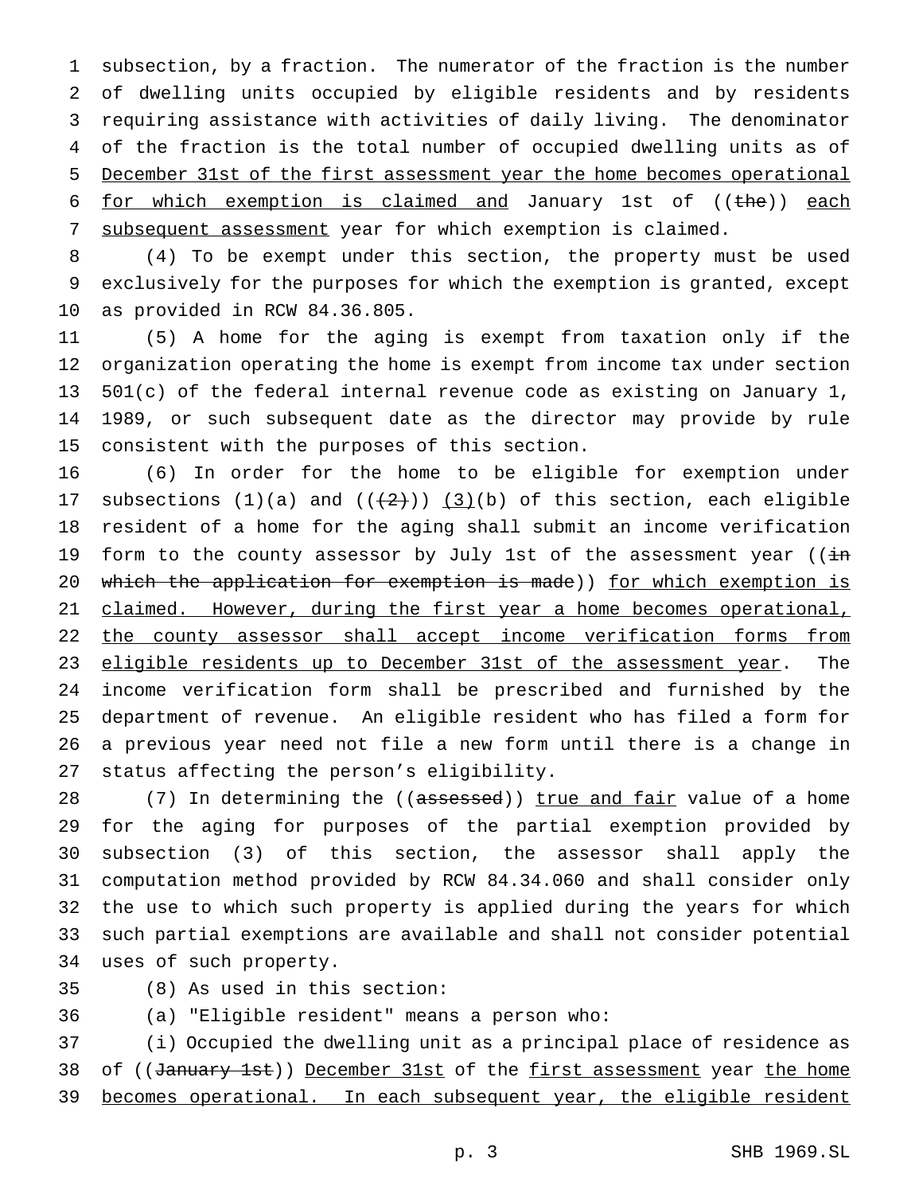subsection, by a fraction. The numerator of the fraction is the number of dwelling units occupied by eligible residents and by residents requiring assistance with activities of daily living. The denominator of the fraction is the total number of occupied dwelling units as of December 31st of the first assessment year the home becomes operational for which exemption is claimed and January 1st of ((~~the~~)) each subsequent assessment year for which exemption is claimed.

(4) To be exempt under this section, the property must be used exclusively for the purposes for which the exemption is granted, except as provided in RCW 84.36.805.

(5) A home for the aging is exempt from taxation only if the organization operating the home is exempt from income tax under section 501(c) of the federal internal revenue code as existing on January 1, 1989, or such subsequent date as the director may provide by rule consistent with the purposes of this section.

(6) In order for the home to be eligible for exemption under subsections (1)(a) and ((~~(2)~~)) (3)(b) of this section, each eligible resident of a home for the aging shall submit an income verification form to the county assessor by July 1st of the assessment year ((~~in which the application for exemption is made~~)) for which exemption is claimed. However, during the first year a home becomes operational, the county assessor shall accept income verification forms from eligible residents up to December 31st of the assessment year. The income verification form shall be prescribed and furnished by the department of revenue. An eligible resident who has filed a form for a previous year need not file a new form until there is a change in status affecting the person's eligibility.

(7) In determining the ((~~assessed~~)) true and fair value of a home for the aging for purposes of the partial exemption provided by subsection (3) of this section, the assessor shall apply the computation method provided by RCW 84.34.060 and shall consider only the use to which such property is applied during the years for which such partial exemptions are available and shall not consider potential uses of such property.

(8) As used in this section:

(a) "Eligible resident" means a person who:

(i) Occupied the dwelling unit as a principal place of residence as of ((~~January 1st~~)) December 31st of the first assessment year the home becomes operational. In each subsequent year, the eligible resident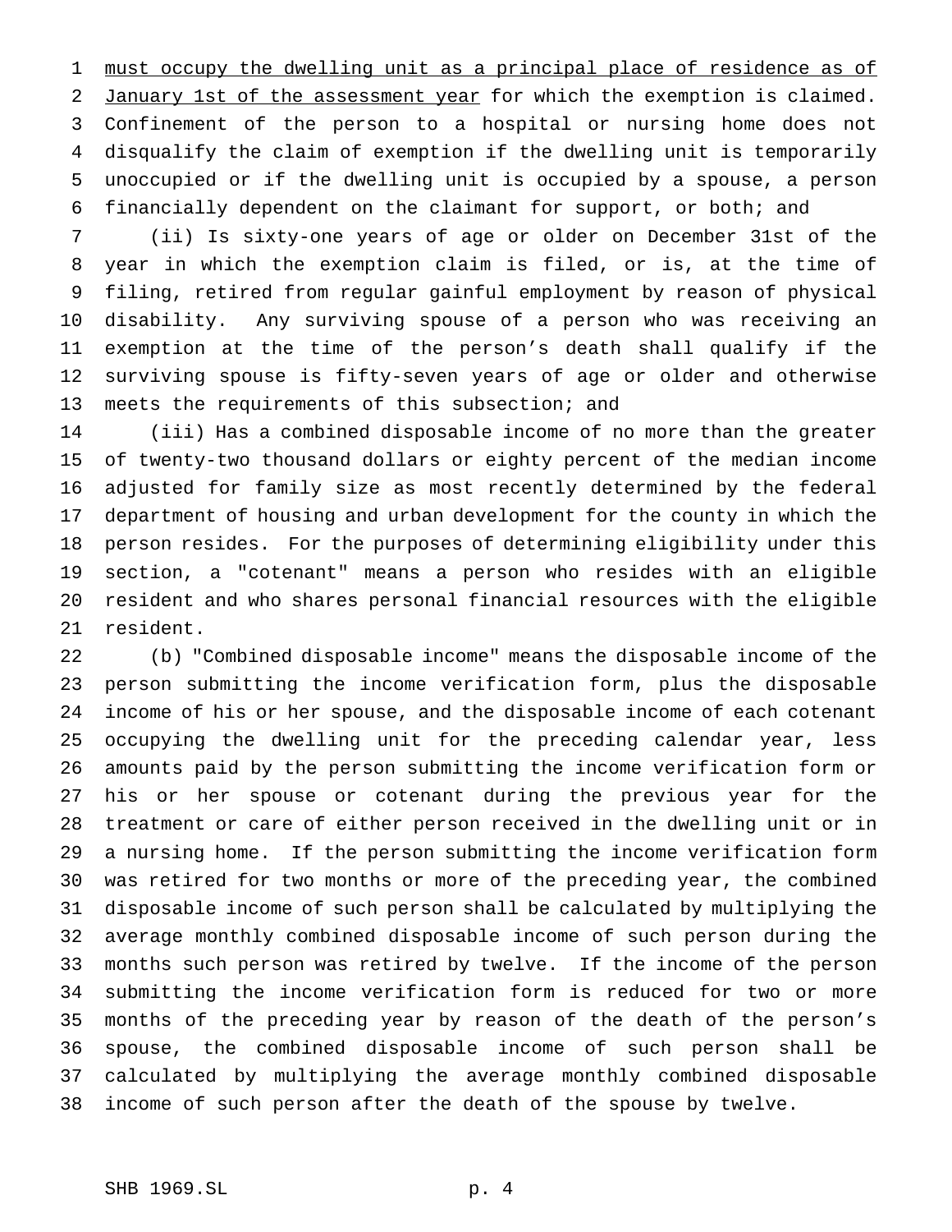must occupy the dwelling unit as a principal place of residence as of January 1st of the assessment year for which the exemption is claimed. Confinement of the person to a hospital or nursing home does not disqualify the claim of exemption if the dwelling unit is temporarily unoccupied or if the dwelling unit is occupied by a spouse, a person financially dependent on the claimant for support, or both; and

(ii) Is sixty-one years of age or older on December 31st of the year in which the exemption claim is filed, or is, at the time of filing, retired from regular gainful employment by reason of physical disability. Any surviving spouse of a person who was receiving an exemption at the time of the person's death shall qualify if the surviving spouse is fifty-seven years of age or older and otherwise meets the requirements of this subsection; and

(iii) Has a combined disposable income of no more than the greater of twenty-two thousand dollars or eighty percent of the median income adjusted for family size as most recently determined by the federal department of housing and urban development for the county in which the person resides. For the purposes of determining eligibility under this section, a "cotenant" means a person who resides with an eligible resident and who shares personal financial resources with the eligible resident.

(b) "Combined disposable income" means the disposable income of the person submitting the income verification form, plus the disposable income of his or her spouse, and the disposable income of each cotenant occupying the dwelling unit for the preceding calendar year, less amounts paid by the person submitting the income verification form or his or her spouse or cotenant during the previous year for the treatment or care of either person received in the dwelling unit or in a nursing home. If the person submitting the income verification form was retired for two months or more of the preceding year, the combined disposable income of such person shall be calculated by multiplying the average monthly combined disposable income of such person during the months such person was retired by twelve. If the income of the person submitting the income verification form is reduced for two or more months of the preceding year by reason of the death of the person's spouse, the combined disposable income of such person shall be calculated by multiplying the average monthly combined disposable income of such person after the death of the spouse by twelve.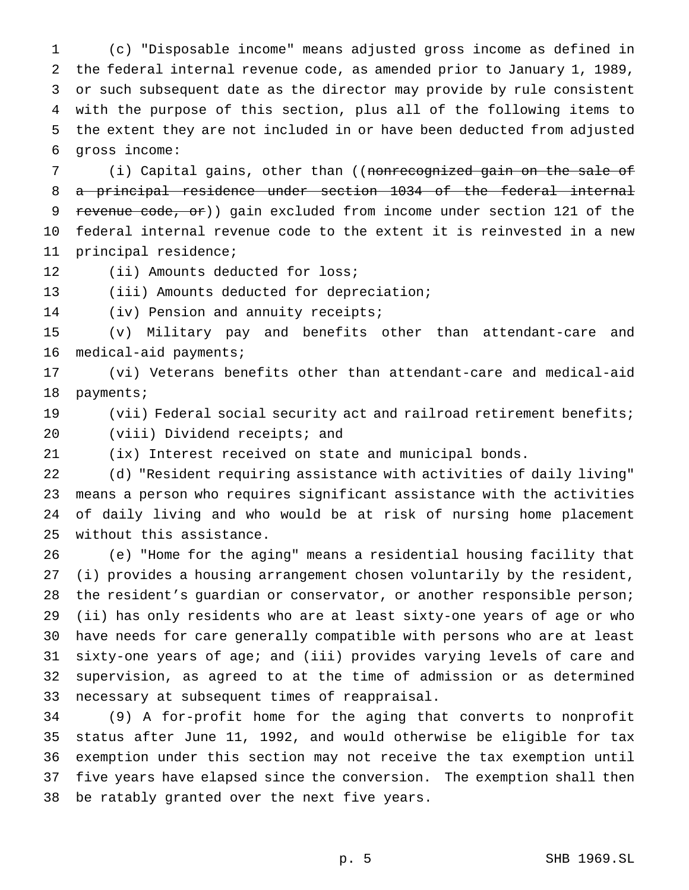(c) "Disposable income" means adjusted gross income as defined in the federal internal revenue code, as amended prior to January 1, 1989, or such subsequent date as the director may provide by rule consistent with the purpose of this section, plus all of the following items to the extent they are not included in or have been deducted from adjusted gross income:

(i) Capital gains, other than ((~~nonrecognized gain on the sale of a principal residence under section 1034 of the federal internal revenue code, or~~)) gain excluded from income under section 121 of the federal internal revenue code to the extent it is reinvested in a new principal residence;

(ii) Amounts deducted for loss;

(iii) Amounts deducted for depreciation;

(iv) Pension and annuity receipts;

(v) Military pay and benefits other than attendant-care and medical-aid payments;

(vi) Veterans benefits other than attendant-care and medical-aid payments;

(vii) Federal social security act and railroad retirement benefits;

(viii) Dividend receipts; and

(ix) Interest received on state and municipal bonds.

(d) "Resident requiring assistance with activities of daily living" means a person who requires significant assistance with the activities of daily living and who would be at risk of nursing home placement without this assistance.

(e) "Home for the aging" means a residential housing facility that (i) provides a housing arrangement chosen voluntarily by the resident, the resident's guardian or conservator, or another responsible person; (ii) has only residents who are at least sixty-one years of age or who have needs for care generally compatible with persons who are at least sixty-one years of age; and (iii) provides varying levels of care and supervision, as agreed to at the time of admission or as determined necessary at subsequent times of reappraisal.

(9) A for-profit home for the aging that converts to nonprofit status after June 11, 1992, and would otherwise be eligible for tax exemption under this section may not receive the tax exemption until five years have elapsed since the conversion. The exemption shall then be ratably granted over the next five years.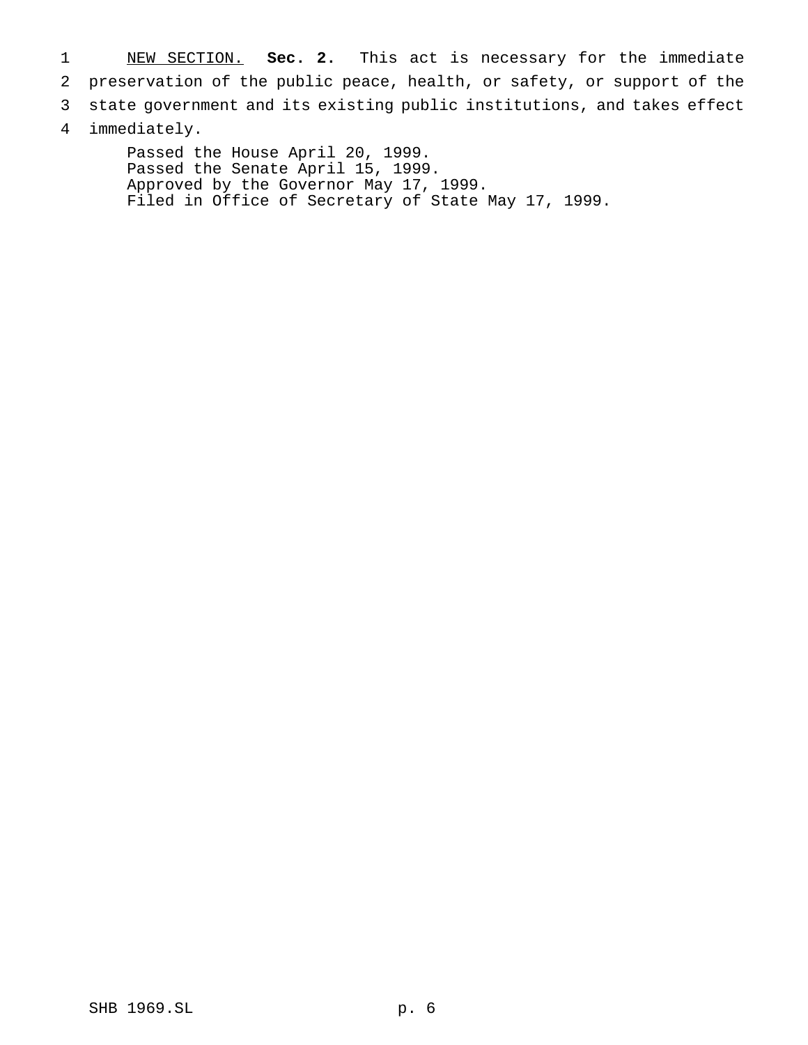NEW SECTION. **Sec. 2.** This act is necessary for the immediate preservation of the public peace, health, or safety, or support of the state government and its existing public institutions, and takes effect immediately.

Passed the House April 20, 1999.
Passed the Senate April 15, 1999.
Approved by the Governor May 17, 1999.
Filed in Office of Secretary of State May 17, 1999.